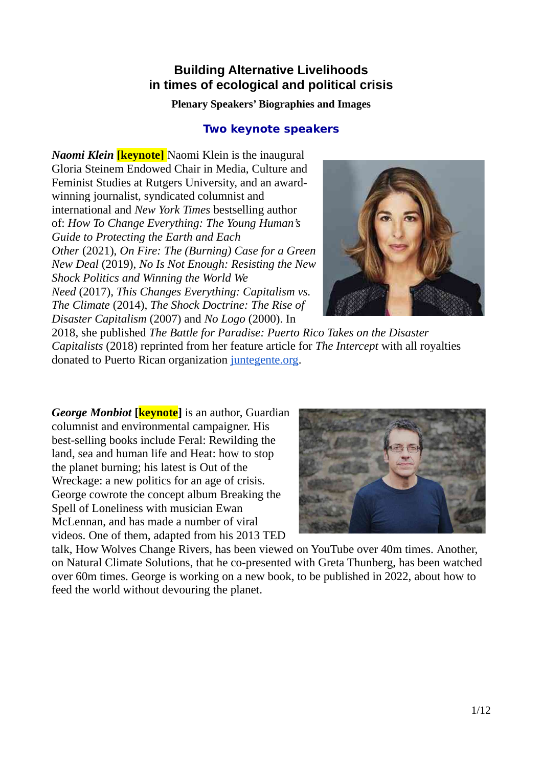# Building Alternative Livelihoods in times of ecological and political crisis

**Plenary Speakers' Biographies and Images**

## Two keynote speakers

***Naomi Klein*** **[keynote]** Naomi Klein is the inaugural Gloria Steinem Endowed Chair in Media, Culture and Feminist Studies at Rutgers University, and an award-winning journalist, syndicated columnist and international and *New York Times* bestselling author of: *How To Change Everything: The Young Human's Guide to Protecting the Earth and Each Other* (2021), *On Fire: The (Burning) Case for a Green New Deal* (2019), *No Is Not Enough: Resisting the New Shock Politics and Winning the World We Need* (2017), *This Changes Everything: Capitalism vs. The Climate* (2014), *The Shock Doctrine: The Rise of Disaster Capitalism* (2007) and *No Logo* (2000). In 2018, she published *The Battle for Paradise: Puerto Rico Takes on the Disaster Capitalists* (2018) reprinted from her feature article for *The Intercept* with all royalties donated to Puerto Rican organization juntegente.org.

***George Monbiot*** **[keynote]** is an author, Guardian columnist and environmental campaigner. His best-selling books include Feral: Rewilding the land, sea and human life and Heat: how to stop the planet burning; his latest is Out of the Wreckage: a new politics for an age of crisis. George cowrote the concept album Breaking the Spell of Loneliness with musician Ewan McLennan, and has made a number of viral videos. One of them, adapted from his 2013 TED talk, How Wolves Change Rivers, has been viewed on YouTube over 40m times. Another, on Natural Climate Solutions, that he co-presented with Greta Thunberg, has been watched over 60m times. George is working on a new book, to be published in 2022, about how to feed the world without devouring the planet.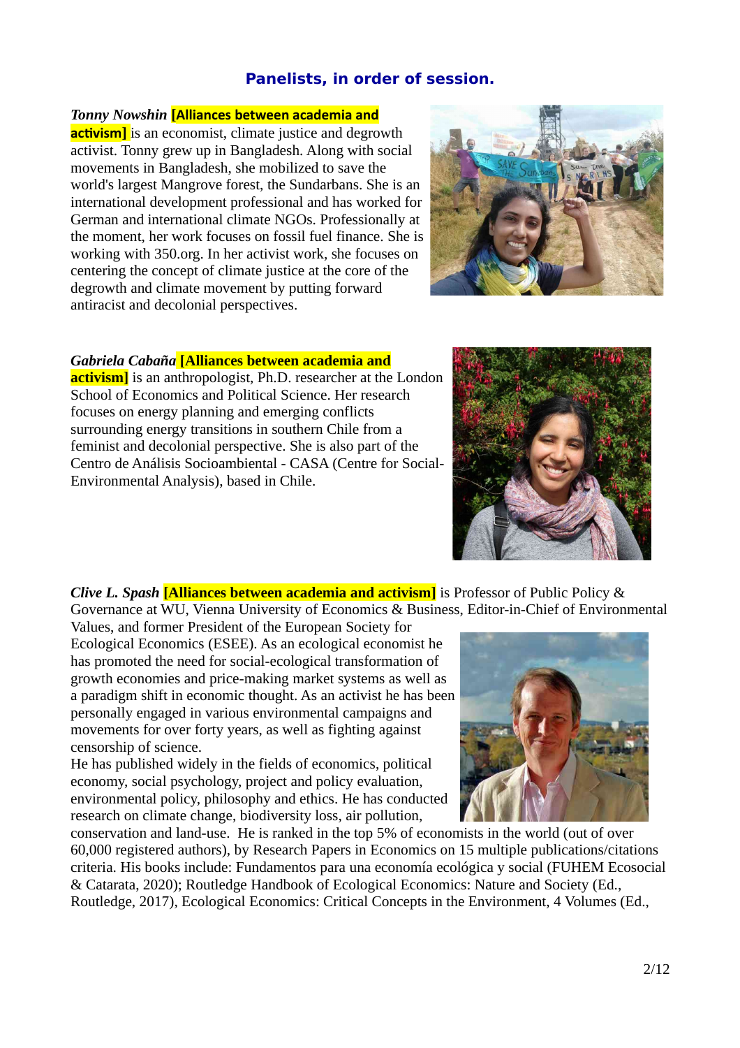## Panelists, in order of session.

***Tonny Nowshin*** **[Alliances between academia and activism]** is an economist, climate justice and degrowth activist. Tonny grew up in Bangladesh. Along with social movements in Bangladesh, she mobilized to save the world's largest Mangrove forest, the Sundarbans. She is an international development professional and has worked for German and international climate NGOs. Professionally at the moment, her work focuses on fossil fuel finance. She is working with 350.org. In her activist work, she focuses on centering the concept of climate justice at the core of the degrowth and climate movement by putting forward antiracist and decolonial perspectives.

***Gabriela Cabaña*** **[Alliances between academia and activism]** is an anthropologist, Ph.D. researcher at the London School of Economics and Political Science. Her research focuses on energy planning and emerging conflicts surrounding energy transitions in southern Chile from a feminist and decolonial perspective. She is also part of the Centro de Análisis Socioambiental - CASA (Centre for Social-Environmental Analysis), based in Chile.

***Clive L. Spash*** **[Alliances between academia and activism]** is Professor of Public Policy & Governance at WU, Vienna University of Economics & Business, Editor-in-Chief of Environmental Values, and former President of the European Society for Ecological Economics (ESEE). As an ecological economist he has promoted the need for social-ecological transformation of growth economies and price-making market systems as well as a paradigm shift in economic thought. As an activist he has been personally engaged in various environmental campaigns and movements for over forty years, as well as fighting against censorship of science.
He has published widely in the fields of economics, political economy, social psychology, project and policy evaluation, environmental policy, philosophy and ethics. He has conducted research on climate change, biodiversity loss, air pollution, conservation and land-use. He is ranked in the top 5% of economists in the world (out of over 60,000 registered authors), by Research Papers in Economics on 15 multiple publications/citations criteria. His books include: Fundamentos para una economía ecológica y social (FUHEM Ecosocial & Catarata, 2020); Routledge Handbook of Ecological Economics: Nature and Society (Ed., Routledge, 2017), Ecological Economics: Critical Concepts in the Environment, 4 Volumes (Ed.,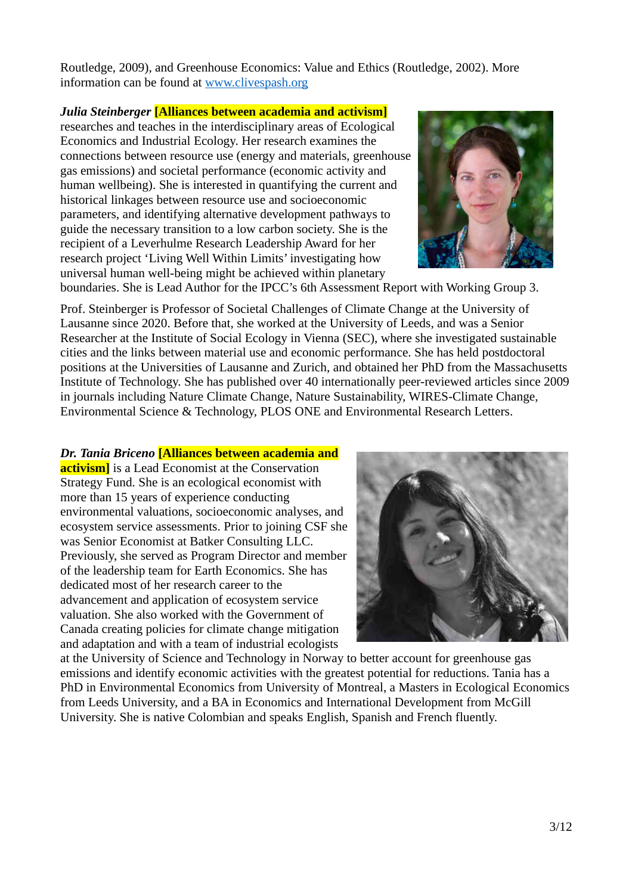Routledge, 2009), and Greenhouse Economics: Value and Ethics (Routledge, 2002). More information can be found at [www.clivespash.org](http://www.clivespash.org)

***Julia Steinberger*** **[Alliances between academia and activism]** researches and teaches in the interdisciplinary areas of Ecological Economics and Industrial Ecology. Her research examines the connections between resource use (energy and materials, greenhouse gas emissions) and societal performance (economic activity and human wellbeing). She is interested in quantifying the current and historical linkages between resource use and socioeconomic parameters, and identifying alternative development pathways to guide the necessary transition to a low carbon society. She is the recipient of a Leverhulme Research Leadership Award for her research project 'Living Well Within Limits' investigating how universal human well-being might be achieved within planetary boundaries. She is Lead Author for the IPCC's 6th Assessment Report with Working Group 3.

Prof. Steinberger is Professor of Societal Challenges of Climate Change at the University of Lausanne since 2020. Before that, she worked at the University of Leeds, and was a Senior Researcher at the Institute of Social Ecology in Vienna (SEC), where she investigated sustainable cities and the links between material use and economic performance. She has held postdoctoral positions at the Universities of Lausanne and Zurich, and obtained her PhD from the Massachusetts Institute of Technology. She has published over 40 internationally peer-reviewed articles since 2009 in journals including Nature Climate Change, Nature Sustainability, WIRES-Climate Change, Environmental Science & Technology, PLOS ONE and Environmental Research Letters.

***Dr. Tania Briceno*** **[Alliances between academia and activism]** is a Lead Economist at the Conservation Strategy Fund. She is an ecological economist with more than 15 years of experience conducting environmental valuations, socioeconomic analyses, and ecosystem service assessments. Prior to joining CSF she was Senior Economist at Batker Consulting LLC. Previously, she served as Program Director and member of the leadership team for Earth Economics. She has dedicated most of her research career to the advancement and application of ecosystem service valuation. She also worked with the Government of Canada creating policies for climate change mitigation and adaptation and with a team of industrial ecologists at the University of Science and Technology in Norway to better account for greenhouse gas emissions and identify economic activities with the greatest potential for reductions. Tania has a PhD in Environmental Economics from University of Montreal, a Masters in Ecological Economics from Leeds University, and a BA in Economics and International Development from McGill University. She is native Colombian and speaks English, Spanish and French fluently.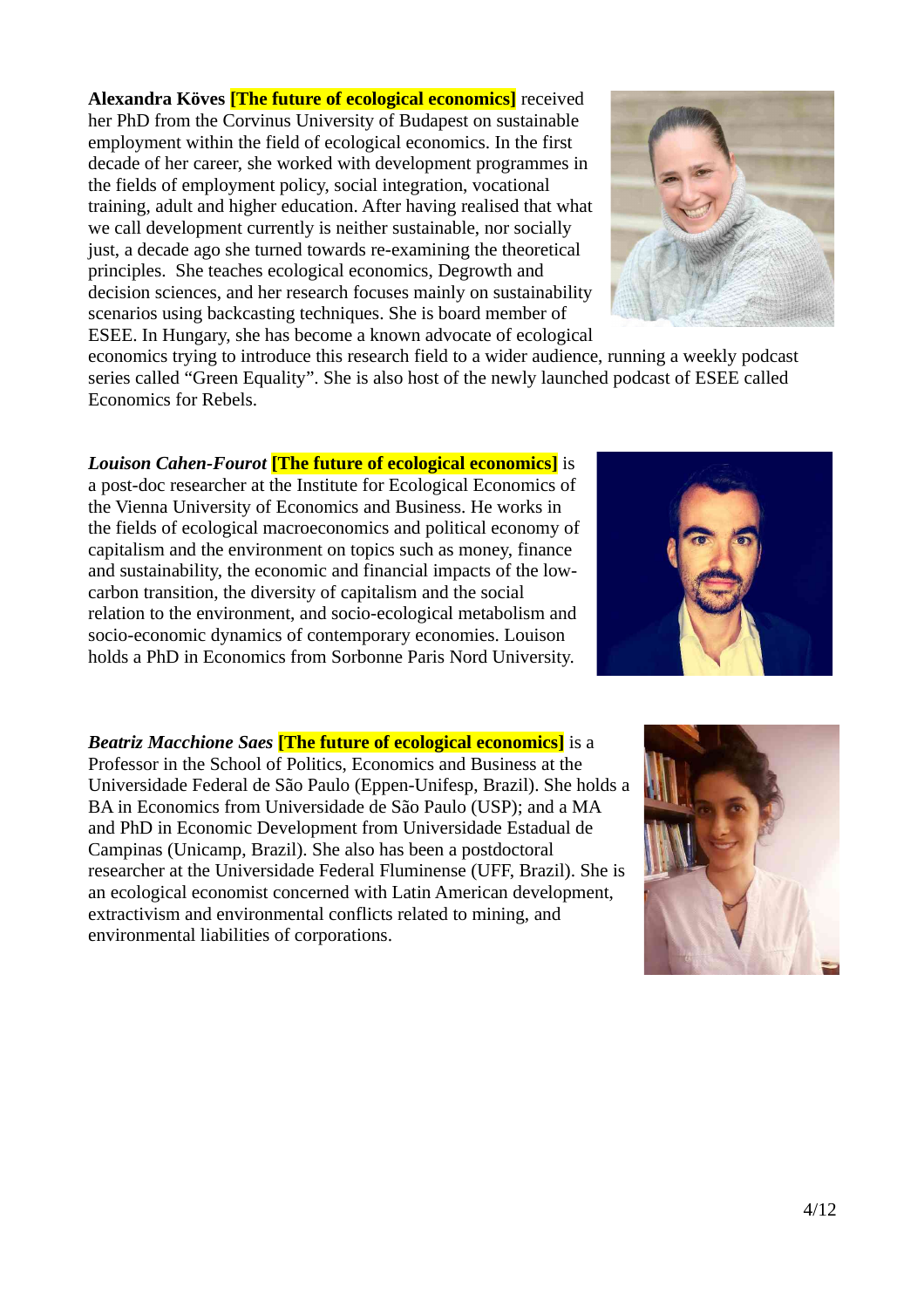**Alexandra Köves** **[The future of ecological economics]** received her PhD from the Corvinus University of Budapest on sustainable employment within the field of ecological economics. In the first decade of her career, she worked with development programmes in the fields of employment policy, social integration, vocational training, adult and higher education. After having realised that what we call development currently is neither sustainable, nor socially just, a decade ago she turned towards re-examining the theoretical principles. She teaches ecological economics, Degrowth and decision sciences, and her research focuses mainly on sustainability scenarios using backcasting techniques. She is board member of ESEE. In Hungary, she has become a known advocate of ecological economics trying to introduce this research field to a wider audience, running a weekly podcast series called "Green Equality". She is also host of the newly launched podcast of ESEE called Economics for Rebels.

***Louison Cahen-Fourot*** **[The future of ecological economics]** is a post-doc researcher at the Institute for Ecological Economics of the Vienna University of Economics and Business. He works in the fields of ecological macroeconomics and political economy of capitalism and the environment on topics such as money, finance and sustainability, the economic and financial impacts of the low-carbon transition, the diversity of capitalism and the social relation to the environment, and socio-ecological metabolism and socio-economic dynamics of contemporary economies. Louison holds a PhD in Economics from Sorbonne Paris Nord University.

***Beatriz Macchione Saes*** **[The future of ecological economics]** is a Professor in the School of Politics, Economics and Business at the Universidade Federal de São Paulo (Eppen-Unifesp, Brazil). She holds a BA in Economics from Universidade de São Paulo (USP); and a MA and PhD in Economic Development from Universidade Estadual de Campinas (Unicamp, Brazil). She also has been a postdoctoral researcher at the Universidade Federal Fluminense (UFF, Brazil). She is an ecological economist concerned with Latin American development, extractivism and environmental conflicts related to mining, and environmental liabilities of corporations.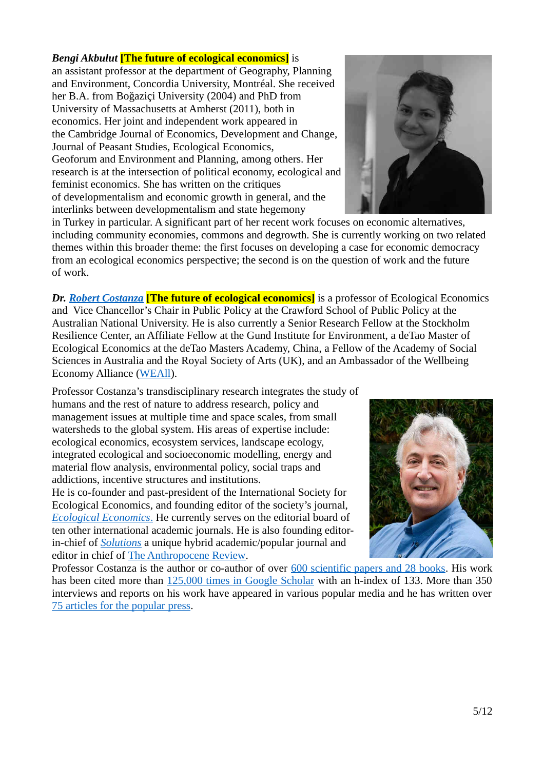***Bengi Akbulut* [The future of ecological economics]** is an assistant professor at the department of Geography, Planning and Environment, Concordia University, Montréal. She received her B.A. from Boğaziçi University (2004) and PhD from University of Massachusetts at Amherst (2011), both in economics. Her joint and independent work appeared in the Cambridge Journal of Economics, Development and Change, Journal of Peasant Studies, Ecological Economics, Geoforum and Environment and Planning, among others. Her research is at the intersection of political economy, ecological and feminist economics. She has written on the critiques of developmentalism and economic growth in general, and the interlinks between developmentalism and state hegemony in Turkey in particular. A significant part of her recent work focuses on economic alternatives, including community economies, commons and degrowth. She is currently working on two related themes within this broader theme: the first focuses on developing a case for economic democracy from an ecological economics perspective; the second is on the question of work and the future of work.

***Dr. Robert Costanza* [The future of ecological economics]** is a professor of Ecological Economics and Vice Chancellor's Chair in Public Policy at the Crawford School of Public Policy at the Australian National University. He is also currently a Senior Research Fellow at the Stockholm Resilience Center, an Affiliate Fellow at the Gund Institute for Environment, a deTao Master of Ecological Economics at the deTao Masters Academy, China, a Fellow of the Academy of Social Sciences in Australia and the Royal Society of Arts (UK), and an Ambassador of the Wellbeing Economy Alliance (WEAll).

Professor Costanza's transdisciplinary research integrates the study of humans and the rest of nature to address research, policy and management issues at multiple time and space scales, from small watersheds to the global system. His areas of expertise include: ecological economics, ecosystem services, landscape ecology, integrated ecological and socioeconomic modelling, energy and material flow analysis, environmental policy, social traps and addictions, incentive structures and institutions.
He is co-founder and past-president of the International Society for Ecological Economics, and founding editor of the society's journal, *Ecological Economics*. He currently serves on the editorial board of ten other international academic journals. He is also founding editor-in-chief of *Solutions* a unique hybrid academic/popular journal and editor in chief of The Anthropocene Review.
Professor Costanza is the author or co-author of over 600 scientific papers and 28 books. His work has been cited more than 125,000 times in Google Scholar with an h-index of 133. More than 350 interviews and reports on his work have appeared in various popular media and he has written over 75 articles for the popular press.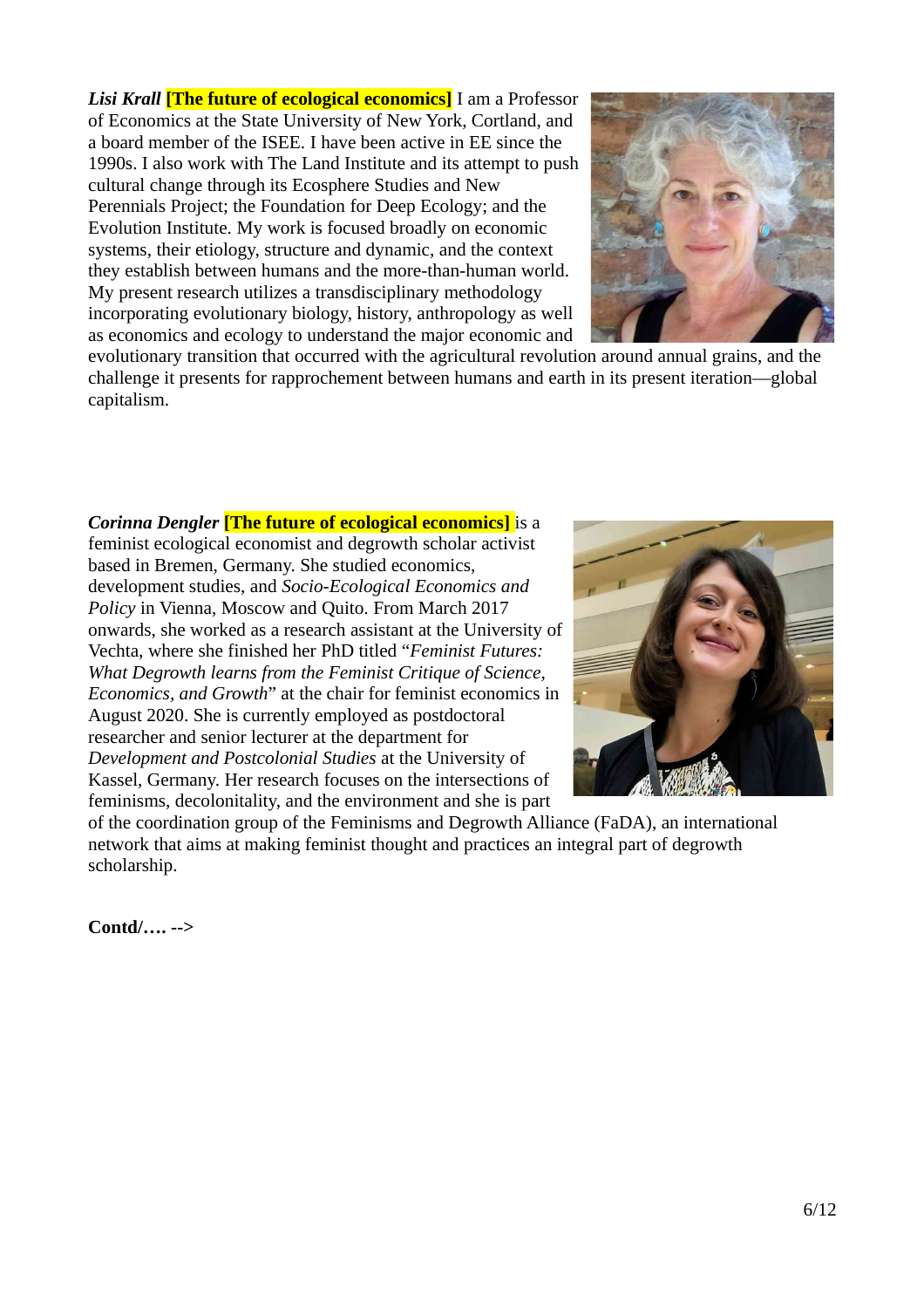***Lisi Krall*** **[The future of ecological economics]** I am a Professor of Economics at the State University of New York, Cortland, and a board member of the ISEE. I have been active in EE since the 1990s. I also work with The Land Institute and its attempt to push cultural change through its Ecosphere Studies and New Perennials Project; the Foundation for Deep Ecology; and the Evolution Institute. My work is focused broadly on economic systems, their etiology, structure and dynamic, and the context they establish between humans and the more-than-human world. My present research utilizes a transdisciplinary methodology incorporating evolutionary biology, history, anthropology as well as economics and ecology to understand the major economic and evolutionary transition that occurred with the agricultural revolution around annual grains, and the challenge it presents for rapprochement between humans and earth in its present iteration—global capitalism.

***Corinna Dengler*** **[The future of ecological economics]** is a feminist ecological economist and degrowth scholar activist based in Bremen, Germany. She studied economics, development studies, and *Socio-Ecological Economics and Policy* in Vienna, Moscow and Quito. From March 2017 onwards, she worked as a research assistant at the University of Vechta, where she finished her PhD titled "*Feminist Futures: What Degrowth learns from the Feminist Critique of Science, Economics, and Growth*" at the chair for feminist economics in August 2020. She is currently employed as postdoctoral researcher and senior lecturer at the department for *Development and Postcolonial Studies* at the University of Kassel, Germany. Her research focuses on the intersections of feminisms, decolonitality, and the environment and she is part of the coordination group of the Feminisms and Degrowth Alliance (FaDA), an international network that aims at making feminist thought and practices an integral part of degrowth scholarship.

**Contd/…. -->**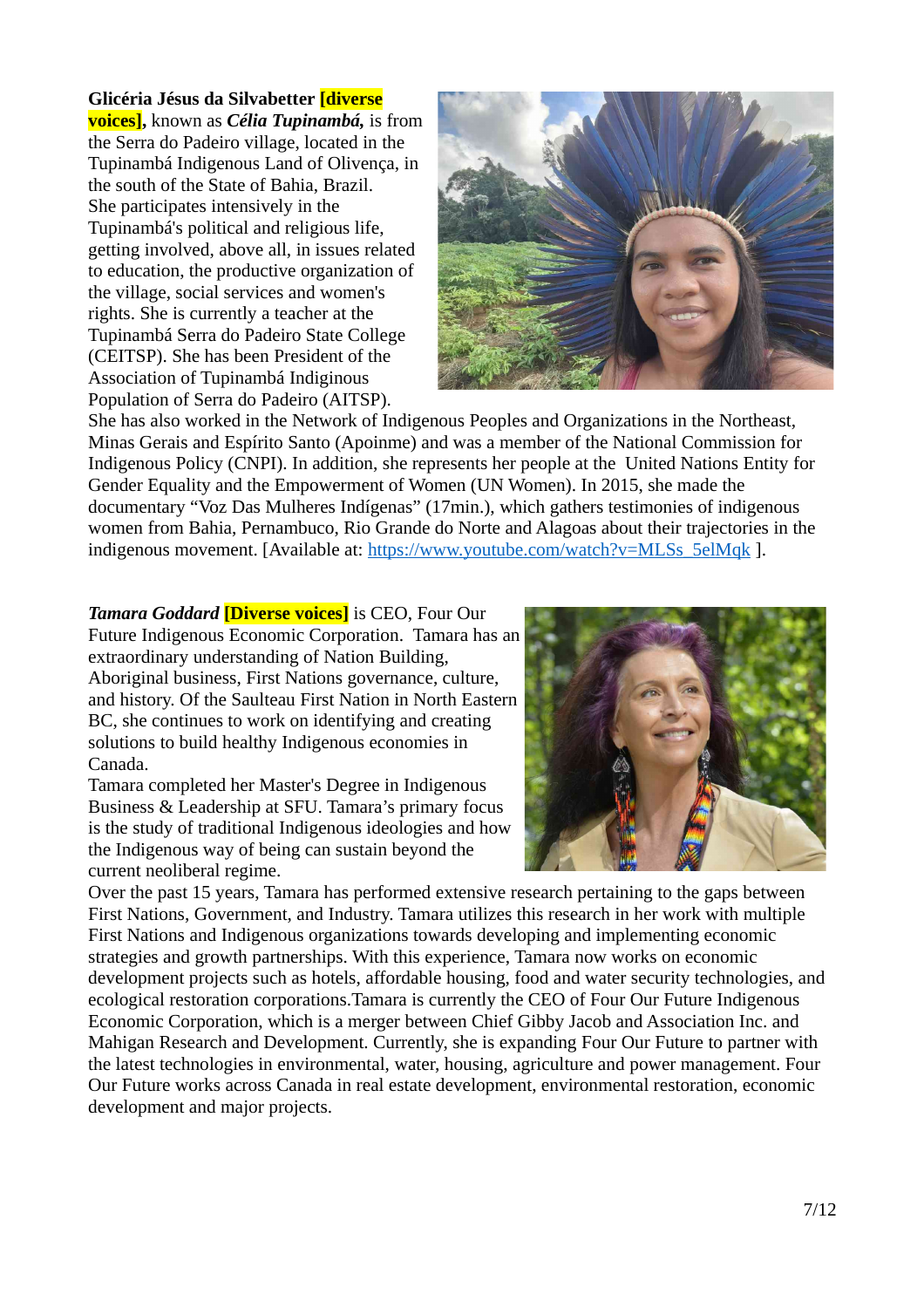**Glicéria Jésus da Silvabetter** **[diverse voices]**, known as ***Célia Tupinambá,*** is from the Serra do Padeiro village, located in the Tupinambá Indigenous Land of Olivença, in the south of the State of Bahia, Brazil. She participates intensively in the Tupinambá's political and religious life, getting involved, above all, in issues related to education, the productive organization of the village, social services and women's rights. She is currently a teacher at the Tupinambá Serra do Padeiro State College (CEITSP). She has been President of the Association of Tupinambá Indiginous Population of Serra do Padeiro (AITSP). She has also worked in the Network of Indigenous Peoples and Organizations in the Northeast, Minas Gerais and Espírito Santo (Apoinme) and was a member of the National Commission for Indigenous Policy (CNPI). In addition, she represents her people at the United Nations Entity for Gender Equality and the Empowerment of Women (UN Women). In 2015, she made the documentary "Voz Das Mulheres Indígenas" (17min.), which gathers testimonies of indigenous women from Bahia, Pernambuco, Rio Grande do Norte and Alagoas about their trajectories in the indigenous movement. [Available at: [https://www.youtube.com/watch?v=MLSs_5elMqk](https://www.youtube.com/watch?v=MLSs_5elMqk) ].

***Tamara Goddard*** **[Diverse voices]** is CEO, Four Our Future Indigenous Economic Corporation. Tamara has an extraordinary understanding of Nation Building, Aboriginal business, First Nations governance, culture, and history. Of the Saulteau First Nation in North Eastern BC, she continues to work on identifying and creating solutions to build healthy Indigenous economies in Canada.

Tamara completed her Master's Degree in Indigenous Business & Leadership at SFU. Tamara's primary focus is the study of traditional Indigenous ideologies and how the Indigenous way of being can sustain beyond the current neoliberal regime.

Over the past 15 years, Tamara has performed extensive research pertaining to the gaps between First Nations, Government, and Industry. Tamara utilizes this research in her work with multiple First Nations and Indigenous organizations towards developing and implementing economic strategies and growth partnerships. With this experience, Tamara now works on economic development projects such as hotels, affordable housing, food and water security technologies, and ecological restoration corporations.Tamara is currently the CEO of Four Our Future Indigenous Economic Corporation, which is a merger between Chief Gibby Jacob and Association Inc. and Mahigan Research and Development. Currently, she is expanding Four Our Future to partner with the latest technologies in environmental, water, housing, agriculture and power management. Four Our Future works across Canada in real estate development, environmental restoration, economic development and major projects.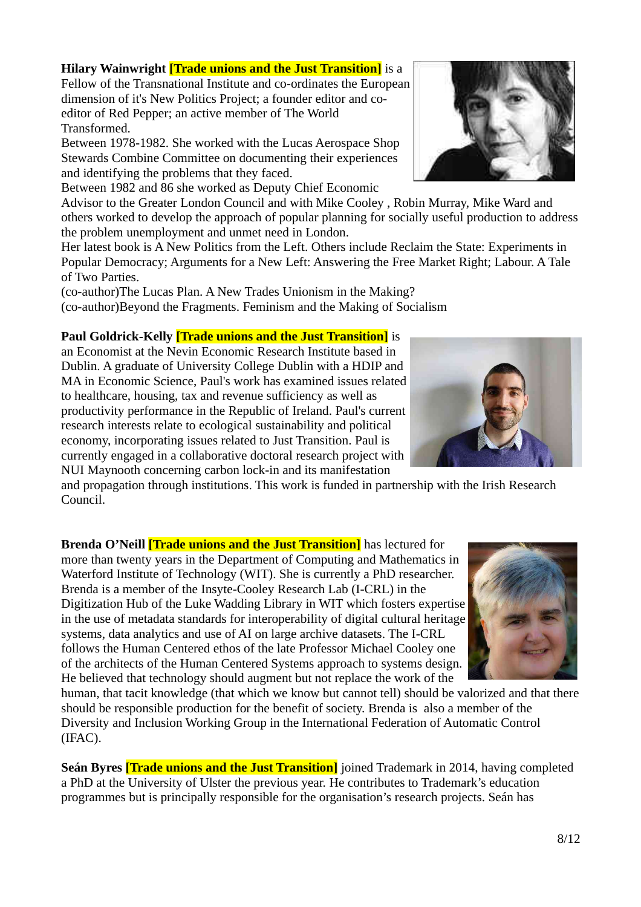**Hilary Wainwright** **[Trade unions and the Just Transition]** is a Fellow of the Transnational Institute and co-ordinates the European dimension of it's New Politics Project; a founder editor and co-editor of Red Pepper; an active member of The World Transformed.

Between 1978-1982. She worked with the Lucas Aerospace Shop Stewards Combine Committee on documenting their experiences and identifying the problems that they faced.

Between 1982 and 86 she worked as Deputy Chief Economic Advisor to the Greater London Council and with Mike Cooley , Robin Murray, Mike Ward and others worked to develop the approach of popular planning for socially useful production to address the problem unemployment and unmet need in London.

Her latest book is A New Politics from the Left. Others include Reclaim the State: Experiments in Popular Democracy; Arguments for a New Left: Answering the Free Market Right; Labour. A Tale of Two Parties.

(co-author)The Lucas Plan. A New Trades Unionism in the Making?

(co-author)Beyond the Fragments. Feminism and the Making of Socialism

**Paul Goldrick-Kelly** **[Trade unions and the Just Transition]** is an Economist at the Nevin Economic Research Institute based in Dublin. A graduate of University College Dublin with a HDIP and MA in Economic Science, Paul's work has examined issues related to healthcare, housing, tax and revenue sufficiency as well as productivity performance in the Republic of Ireland. Paul's current research interests relate to ecological sustainability and political economy, incorporating issues related to Just Transition. Paul is currently engaged in a collaborative doctoral research project with NUI Maynooth concerning carbon lock-in and its manifestation and propagation through institutions. This work is funded in partnership with the Irish Research Council.

**Brenda O'Neill** **[Trade unions and the Just Transition]** has lectured for more than twenty years in the Department of Computing and Mathematics in Waterford Institute of Technology (WIT). She is currently a PhD researcher. Brenda is a member of the Insyte-Cooley Research Lab (I-CRL) in the Digitization Hub of the Luke Wadding Library in WIT which fosters expertise in the use of metadata standards for interoperability of digital cultural heritage systems, data analytics and use of AI on large archive datasets. The I-CRL follows the Human Centered ethos of the late Professor Michael Cooley one of the architects of the Human Centered Systems approach to systems design. He believed that technology should augment but not replace the work of the human, that tacit knowledge (that which we know but cannot tell) should be valorized and that there should be responsible production for the benefit of society. Brenda is also a member of the Diversity and Inclusion Working Group in the International Federation of Automatic Control (IFAC).

**Seán Byres** **[Trade unions and the Just Transition]** joined Trademark in 2014, having completed a PhD at the University of Ulster the previous year. He contributes to Trademark's education programmes but is principally responsible for the organisation's research projects. Seán has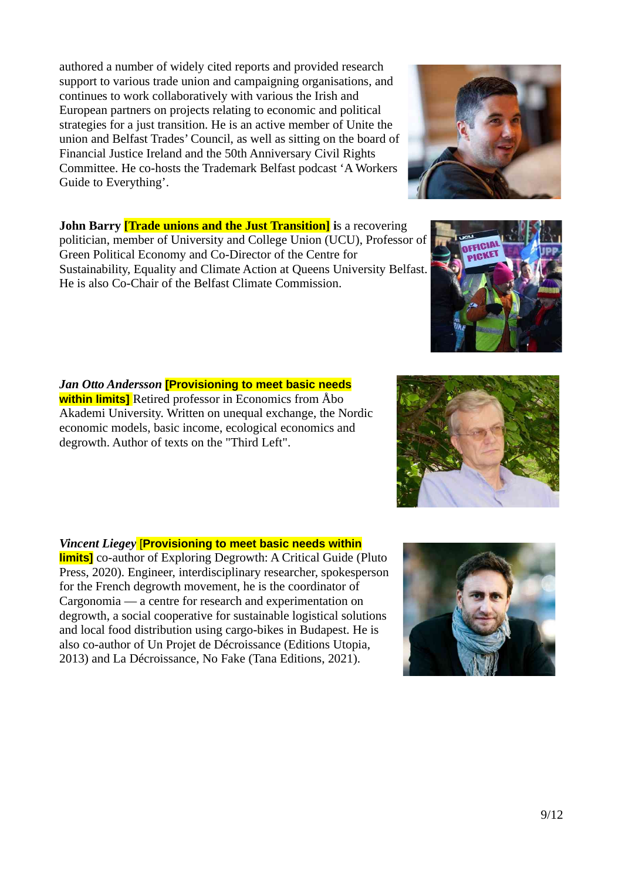authored a number of widely cited reports and provided research support to various trade union and campaigning organisations, and continues to work collaboratively with various the Irish and European partners on projects relating to economic and political strategies for a just transition. He is an active member of Unite the union and Belfast Trades' Council, as well as sitting on the board of Financial Justice Ireland and the 50th Anniversary Civil Rights Committee. He co-hosts the Trademark Belfast podcast 'A Workers Guide to Everything'.

**John Barry** **[Trade unions and the Just Transition]** is a recovering politician, member of University and College Union (UCU), Professor of Green Political Economy and Co-Director of the Centre for Sustainability, Equality and Climate Action at Queens University Belfast. He is also Co-Chair of the Belfast Climate Commission.

***Jan Otto Andersson*** **[Provisioning to meet basic needs within limits]** Retired professor in Economics from Åbo Akademi University. Written on unequal exchange, the Nordic economic models, basic income, ecological economics and degrowth. Author of texts on the "Third Left".

***Vincent Liegey*** **[Provisioning to meet basic needs within limits]** co-author of Exploring Degrowth: A Critical Guide (Pluto Press, 2020). Engineer, interdisciplinary researcher, spokesperson for the French degrowth movement, he is the coordinator of Cargonomia — a centre for research and experimentation on degrowth, a social cooperative for sustainable logistical solutions and local food distribution using cargo-bikes in Budapest. He is also co-author of Un Projet de Décroissance (Editions Utopia, 2013) and La Décroissance, No Fake (Tana Editions, 2021).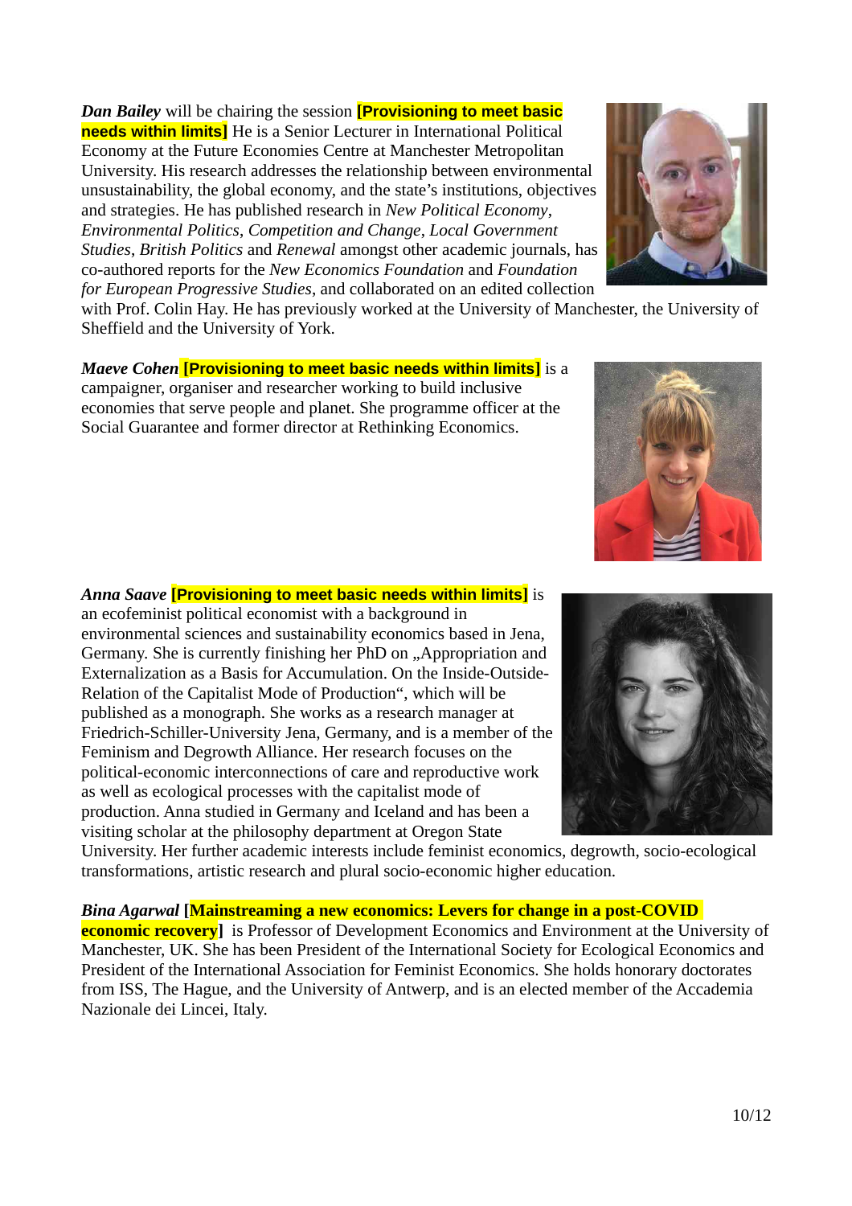***Dan Bailey*** will be chairing the session **[Provisioning to meet basic needs within limits]** He is a Senior Lecturer in International Political Economy at the Future Economies Centre at Manchester Metropolitan University. His research addresses the relationship between environmental unsustainability, the global economy, and the state's institutions, objectives and strategies. He has published research in *New Political Economy*, *Environmental Politics*, *Competition and Change*, *Local Government Studies*, *British Politics* and *Renewal* amongst other academic journals, has co-authored reports for the *New Economics Foundation* and *Foundation for European Progressive Studies*, and collaborated on an edited collection with Prof. Colin Hay. He has previously worked at the University of Manchester, the University of Sheffield and the University of York.

***Maeve Cohen*** **[Provisioning to meet basic needs within limits]** is a campaigner, organiser and researcher working to build inclusive economies that serve people and planet. She programme officer at the Social Guarantee and former director at Rethinking Economics.

***Anna Saave*** **[Provisioning to meet basic needs within limits]** is an ecofeminist political economist with a background in environmental sciences and sustainability economics based in Jena, Germany. She is currently finishing her PhD on „Appropriation and Externalization as a Basis for Accumulation. On the Inside-Outside-Relation of the Capitalist Mode of Production", which will be published as a monograph. She works as a research manager at Friedrich-Schiller-University Jena, Germany, and is a member of the Feminism and Degrowth Alliance. Her research focuses on the political-economic interconnections of care and reproductive work as well as ecological processes with the capitalist mode of production. Anna studied in Germany and Iceland and has been a visiting scholar at the philosophy department at Oregon State University. Her further academic interests include feminist economics, degrowth, socio-ecological transformations, artistic research and plural socio-economic higher education.

***Bina Agarwal*** **[Mainstreaming a new economics: Levers for change in a post-COVID economic recovery]** is Professor of Development Economics and Environment at the University of Manchester, UK. She has been President of the International Society for Ecological Economics and President of the International Association for Feminist Economics. She holds honorary doctorates from ISS, The Hague, and the University of Antwerp, and is an elected member of the Accademia Nazionale dei Lincei, Italy.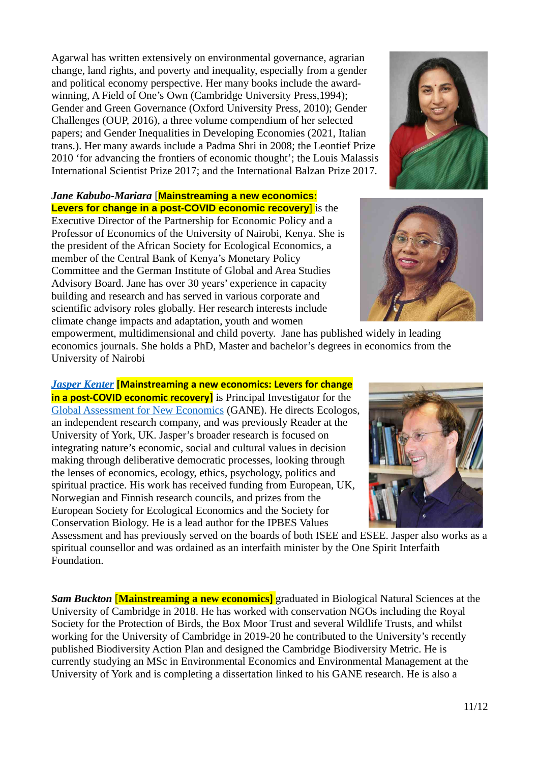Agarwal has written extensively on environmental governance, agrarian change, land rights, and poverty and inequality, especially from a gender and political economy perspective. Her many books include the award-winning, A Field of One's Own (Cambridge University Press,1994); Gender and Green Governance (Oxford University Press, 2010); Gender Challenges (OUP, 2016), a three volume compendium of her selected papers; and Gender Inequalities in Developing Economies (2021, Italian trans.). Her many awards include a Padma Shri in 2008; the Leontief Prize 2010 'for advancing the frontiers of economic thought'; the Louis Malassis International Scientist Prize 2017; and the International Balzan Prize 2017.

***Jane Kabubo-Mariara*** [**Mainstreaming a new economics: Levers for change in a post-COVID economic recovery**] is the Executive Director of the Partnership for Economic Policy and a Professor of Economics of the University of Nairobi, Kenya. She is the president of the African Society for Ecological Economics, a member of the Central Bank of Kenya's Monetary Policy Committee and the German Institute of Global and Area Studies Advisory Board. Jane has over 30 years' experience in capacity building and research and has served in various corporate and scientific advisory roles globally. Her research interests include climate change impacts and adaptation, youth and women empowerment, multidimensional and child poverty. Jane has published widely in leading economics journals. She holds a PhD, Master and bachelor's degrees in economics from the University of Nairobi

***Jasper Kenter*** **[Mainstreaming a new economics: Levers for change in a post-COVID economic recovery]** is Principal Investigator for the Global Assessment for New Economics (GANE). He directs Ecologos, an independent research company, and was previously Reader at the University of York, UK. Jasper's broader research is focused on integrating nature's economic, social and cultural values in decision making through deliberative democratic processes, looking through the lenses of economics, ecology, ethics, psychology, politics and spiritual practice. His work has received funding from European, UK, Norwegian and Finnish research councils, and prizes from the European Society for Ecological Economics and the Society for Conservation Biology. He is a lead author for the IPBES Values Assessment and has previously served on the boards of both ISEE and ESEE. Jasper also works as a spiritual counsellor and was ordained as an interfaith minister by the One Spirit Interfaith Foundation.

***Sam Buckton*** [**Mainstreaming a new economics**] graduated in Biological Natural Sciences at the University of Cambridge in 2018. He has worked with conservation NGOs including the Royal Society for the Protection of Birds, the Box Moor Trust and several Wildlife Trusts, and whilst working for the University of Cambridge in 2019-20 he contributed to the University's recently published Biodiversity Action Plan and designed the Cambridge Biodiversity Metric. He is currently studying an MSc in Environmental Economics and Environmental Management at the University of York and is completing a dissertation linked to his GANE research. He is also a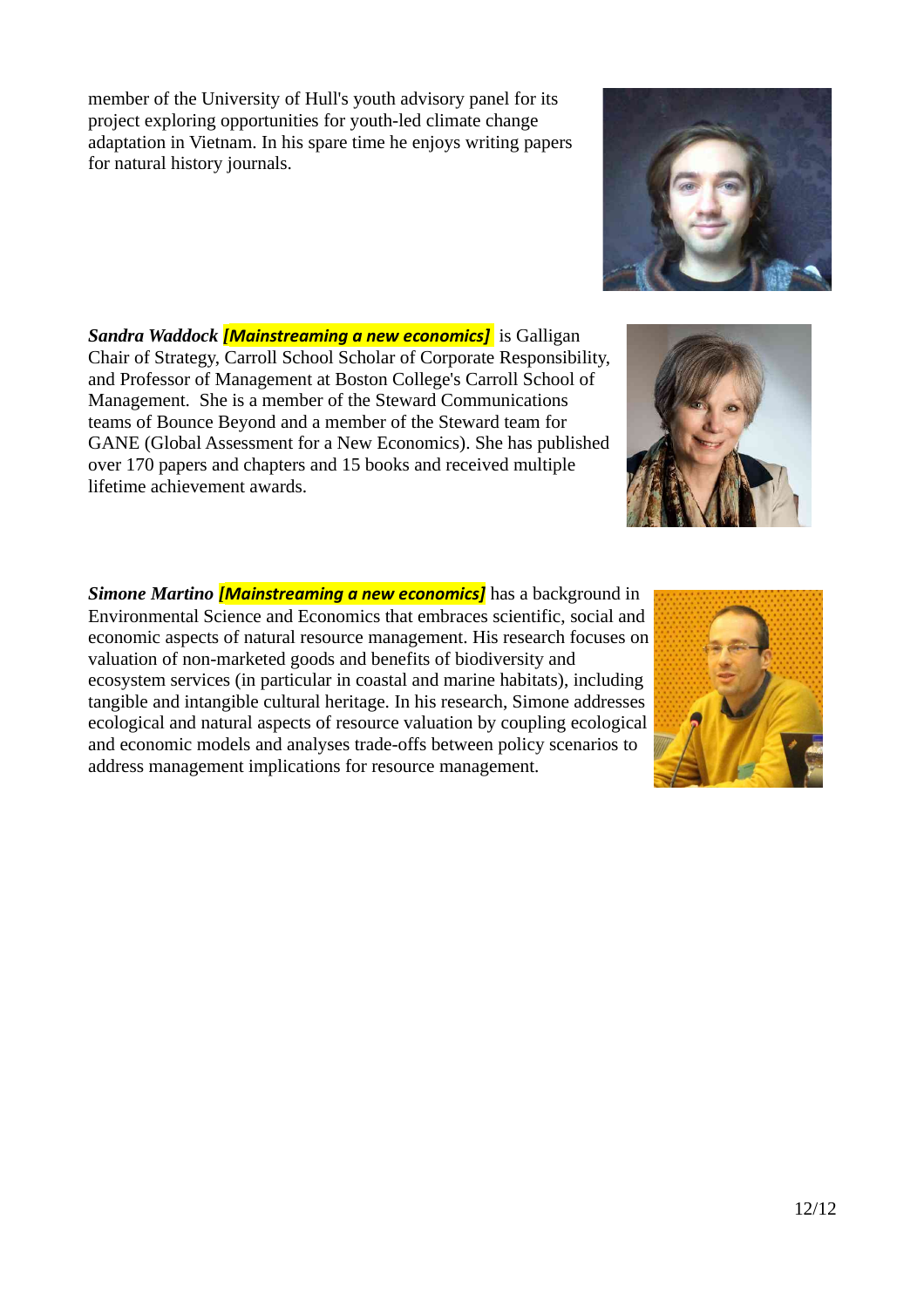member of the University of Hull's youth advisory panel for its project exploring opportunities for youth-led climate change adaptation in Vietnam. In his spare time he enjoys writing papers for natural history journals.

***Sandra Waddock*** ***[Mainstreaming a new economics]*** is Galligan Chair of Strategy, Carroll School Scholar of Corporate Responsibility, and Professor of Management at Boston College's Carroll School of Management. She is a member of the Steward Communications teams of Bounce Beyond and a member of the Steward team for GANE (Global Assessment for a New Economics). She has published over 170 papers and chapters and 15 books and received multiple lifetime achievement awards.

***Simone Martino*** ***[Mainstreaming a new economics]*** has a background in Environmental Science and Economics that embraces scientific, social and economic aspects of natural resource management. His research focuses on valuation of non-marketed goods and benefits of biodiversity and ecosystem services (in particular in coastal and marine habitats), including tangible and intangible cultural heritage. In his research, Simone addresses ecological and natural aspects of resource valuation by coupling ecological and economic models and analyses trade-offs between policy scenarios to address management implications for resource management.